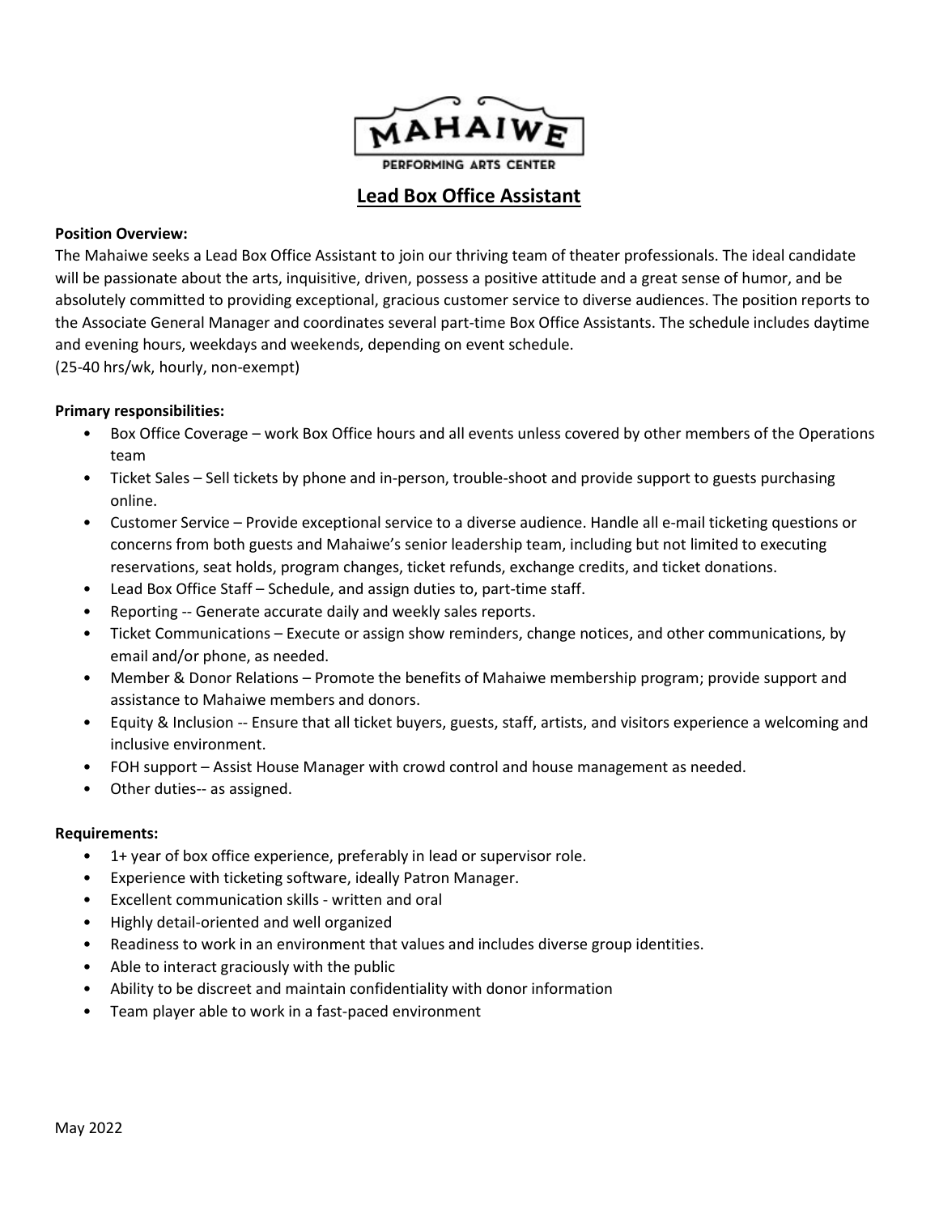# Lead Box Office Assistant

**Position Overview:**
The Mahaiwe seeks a Lead Box Office Assistant to join our thriving team of theater professionals. The ideal candidate will be passionate about the arts, inquisitive, driven, possess a positive attitude and a great sense of humor, and be absolutely committed to providing exceptional, gracious customer service to diverse audiences. The position reports to the Associate General Manager and coordinates several part-time Box Office Assistants. The schedule includes daytime and evening hours, weekdays and weekends, depending on event schedule.
(25-40 hrs/wk, hourly, non-exempt)

**Primary responsibilities:**

- Box Office Coverage – work Box Office hours and all events unless covered by other members of the Operations team
- Ticket Sales – Sell tickets by phone and in-person, trouble-shoot and provide support to guests purchasing online.
- Customer Service – Provide exceptional service to a diverse audience. Handle all e-mail ticketing questions or concerns from both guests and Mahaiwe's senior leadership team, including but not limited to executing reservations, seat holds, program changes, ticket refunds, exchange credits, and ticket donations.
- Lead Box Office Staff – Schedule, and assign duties to, part-time staff.
- Reporting -- Generate accurate daily and weekly sales reports.
- Ticket Communications – Execute or assign show reminders, change notices, and other communications, by email and/or phone, as needed.
- Member & Donor Relations – Promote the benefits of Mahaiwe membership program; provide support and assistance to Mahaiwe members and donors.
- Equity & Inclusion -- Ensure that all ticket buyers, guests, staff, artists, and visitors experience a welcoming and inclusive environment.
- FOH support – Assist House Manager with crowd control and house management as needed.
- Other duties-- as assigned.

**Requirements:**

- 1+ year of box office experience, preferably in lead or supervisor role.
- Experience with ticketing software, ideally Patron Manager.
- Excellent communication skills - written and oral
- Highly detail-oriented and well organized
- Readiness to work in an environment that values and includes diverse group identities.
- Able to interact graciously with the public
- Ability to be discreet and maintain confidentiality with donor information
- Team player able to work in a fast-paced environment

May 2022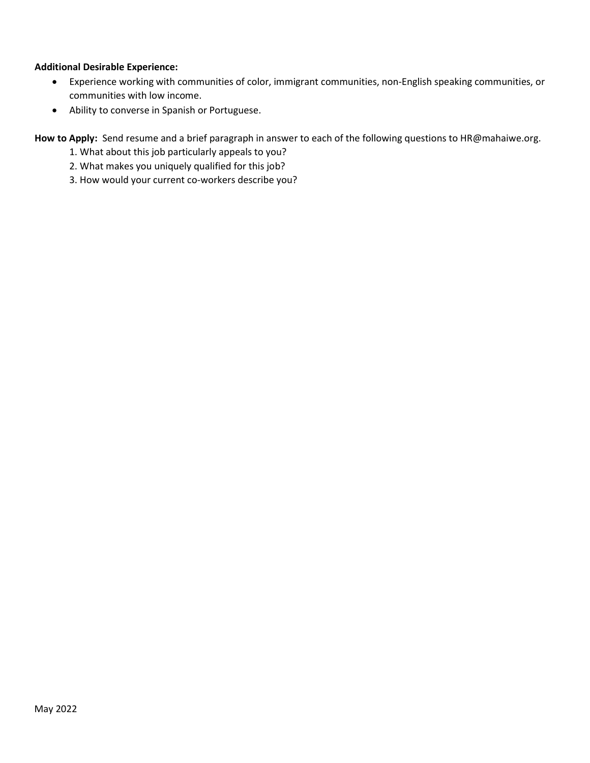**Additional Desirable Experience:**

- Experience working with communities of color, immigrant communities, non-English speaking communities, or communities with low income.
- Ability to converse in Spanish or Portuguese.

**How to Apply:** Send resume and a brief paragraph in answer to each of the following questions to HR@mahaiwe.org.

1. What about this job particularly appeals to you?
2. What makes you uniquely qualified for this job?
3. How would your current co-workers describe you?

May 2022